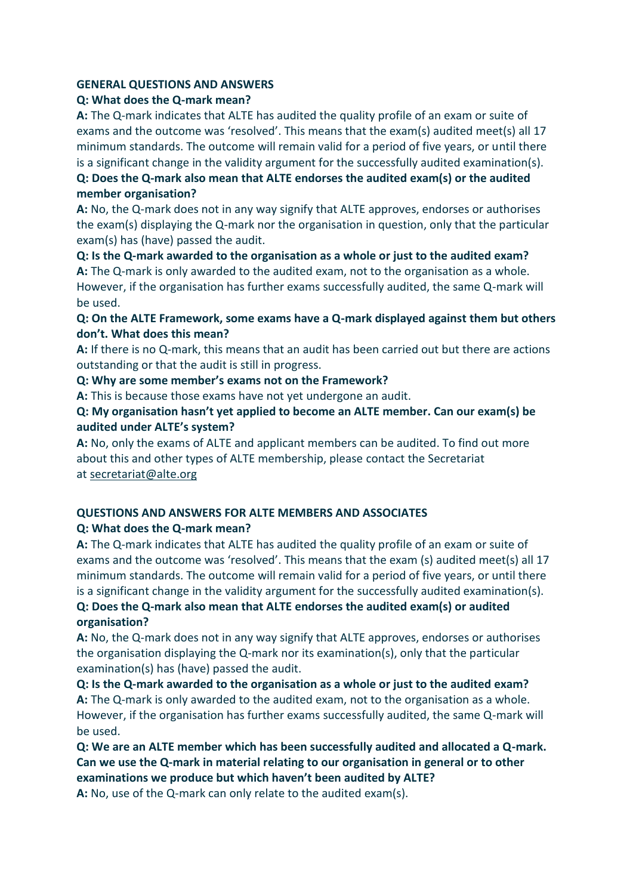## GENERAL QUESTIONS AND ANSWERS

**Q: What does the Q-mark mean?**

**A:** The Q-mark indicates that ALTE has audited the quality profile of an exam or suite of exams and the outcome was 'resolved'. This means that the exam(s) audited meet(s) all 17 minimum standards. The outcome will remain valid for a period of five years, or until there is a significant change in the validity argument for the successfully audited examination(s).

**Q: Does the Q-mark also mean that ALTE endorses the audited exam(s) or the audited member organisation?**

**A:** No, the Q-mark does not in any way signify that ALTE approves, endorses or authorises the exam(s) displaying the Q-mark nor the organisation in question, only that the particular exam(s) has (have) passed the audit.

**Q: Is the Q-mark awarded to the organisation as a whole or just to the audited exam?**

**A:** The Q-mark is only awarded to the audited exam, not to the organisation as a whole. However, if the organisation has further exams successfully audited, the same Q-mark will be used.

**Q: On the ALTE Framework, some exams have a Q-mark displayed against them but others don't. What does this mean?**

**A:** If there is no Q-mark, this means that an audit has been carried out but there are actions outstanding or that the audit is still in progress.

**Q: Why are some member's exams not on the Framework?**

**A:** This is because those exams have not yet undergone an audit.

**Q: My organisation hasn't yet applied to become an ALTE member. Can our exam(s) be audited under ALTE's system?**

**A:** No, only the exams of ALTE and applicant members can be audited. To find out more about this and other types of ALTE membership, please contact the Secretariat at secretariat@alte.org

## QUESTIONS AND ANSWERS FOR ALTE MEMBERS AND ASSOCIATES

**Q: What does the Q-mark mean?**

**A:** The Q-mark indicates that ALTE has audited the quality profile of an exam or suite of exams and the outcome was 'resolved'. This means that the exam (s) audited meet(s) all 17 minimum standards. The outcome will remain valid for a period of five years, or until there is a significant change in the validity argument for the successfully audited examination(s).

**Q: Does the Q-mark also mean that ALTE endorses the audited exam(s) or audited organisation?**

**A:** No, the Q-mark does not in any way signify that ALTE approves, endorses or authorises the organisation displaying the Q-mark nor its examination(s), only that the particular examination(s) has (have) passed the audit.

**Q: Is the Q-mark awarded to the organisation as a whole or just to the audited exam?**

**A:** The Q-mark is only awarded to the audited exam, not to the organisation as a whole. However, if the organisation has further exams successfully audited, the same Q-mark will be used.

**Q: We are an ALTE member which has been successfully audited and allocated a Q-mark. Can we use the Q-mark in material relating to our organisation in general or to other examinations we produce but which haven't been audited by ALTE?**

**A:** No, use of the Q-mark can only relate to the audited exam(s).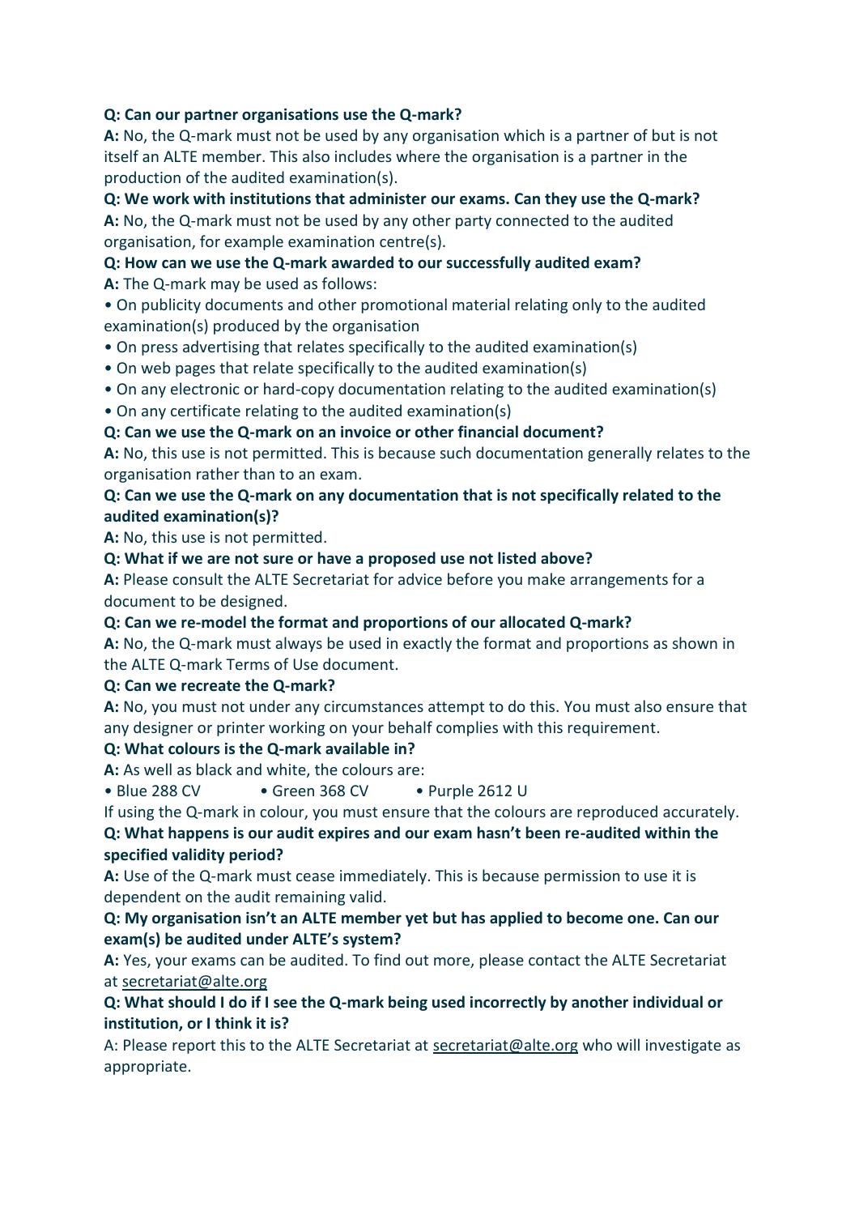**Q: Can our partner organisations use the Q-mark?**

**A:** No, the Q-mark must not be used by any organisation which is a partner of but is not itself an ALTE member. This also includes where the organisation is a partner in the production of the audited examination(s).

**Q: We work with institutions that administer our exams. Can they use the Q-mark?**

**A:** No, the Q-mark must not be used by any other party connected to the audited organisation, for example examination centre(s).

**Q: How can we use the Q-mark awarded to our successfully audited exam?**

**A:** The Q-mark may be used as follows:

- On publicity documents and other promotional material relating only to the audited examination(s) produced by the organisation
- On press advertising that relates specifically to the audited examination(s)
- On web pages that relate specifically to the audited examination(s)
- On any electronic or hard-copy documentation relating to the audited examination(s)
- On any certificate relating to the audited examination(s)

**Q: Can we use the Q-mark on an invoice or other financial document?**

**A:** No, this use is not permitted. This is because such documentation generally relates to the organisation rather than to an exam.

**Q: Can we use the Q-mark on any documentation that is not specifically related to the audited examination(s)?**

**A:** No, this use is not permitted.

**Q: What if we are not sure or have a proposed use not listed above?**

**A:** Please consult the ALTE Secretariat for advice before you make arrangements for a document to be designed.

**Q: Can we re-model the format and proportions of our allocated Q-mark?**

**A:** No, the Q-mark must always be used in exactly the format and proportions as shown in the ALTE Q-mark Terms of Use document.

**Q: Can we recreate the Q-mark?**

**A:** No, you must not under any circumstances attempt to do this. You must also ensure that any designer or printer working on your behalf complies with this requirement.

**Q: What colours is the Q-mark available in?**

**A:** As well as black and white, the colours are:

- Blue 288 CV
- Green 368 CV
- Purple 2612 U

If using the Q-mark in colour, you must ensure that the colours are reproduced accurately.

**Q: What happens is our audit expires and our exam hasn't been re-audited within the specified validity period?**

**A:** Use of the Q-mark must cease immediately. This is because permission to use it is dependent on the audit remaining valid.

**Q: My organisation isn't an ALTE member yet but has applied to become one. Can our exam(s) be audited under ALTE's system?**

**A:** Yes, your exams can be audited. To find out more, please contact the ALTE Secretariat at secretariat@alte.org

**Q: What should I do if I see the Q-mark being used incorrectly by another individual or institution, or I think it is?**

A: Please report this to the ALTE Secretariat at secretariat@alte.org who will investigate as appropriate.